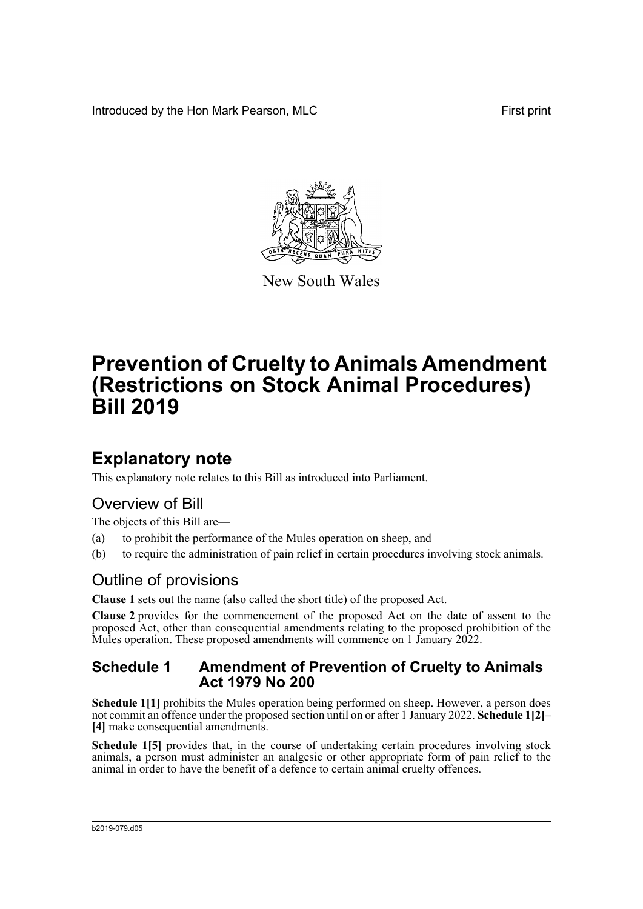Introduced by the Hon Mark Pearson, MLC

First print

New South Wales

# Prevention of Cruelty to Animals Amendment (Restrictions on Stock Animal Procedures) Bill 2019

## Explanatory note

This explanatory note relates to this Bill as introduced into Parliament.

### Overview of Bill

The objects of this Bill are—

(a) to prohibit the performance of the Mules operation on sheep, and

(b) to require the administration of pain relief in certain procedures involving stock animals.

### Outline of provisions

**Clause 1** sets out the name (also called the short title) of the proposed Act.

**Clause 2** provides for the commencement of the proposed Act on the date of assent to the proposed Act, other than consequential amendments relating to the proposed prohibition of the Mules operation. These proposed amendments will commence on 1 January 2022.

### Schedule 1 Amendment of Prevention of Cruelty to Animals Act 1979 No 200

**Schedule 1[1]** prohibits the Mules operation being performed on sheep. However, a person does not commit an offence under the proposed section until on or after 1 January 2022. **Schedule 1[2]–[4]** make consequential amendments.

**Schedule 1[5]** provides that, in the course of undertaking certain procedures involving stock animals, a person must administer an analgesic or other appropriate form of pain relief to the animal in order to have the benefit of a defence to certain animal cruelty offences.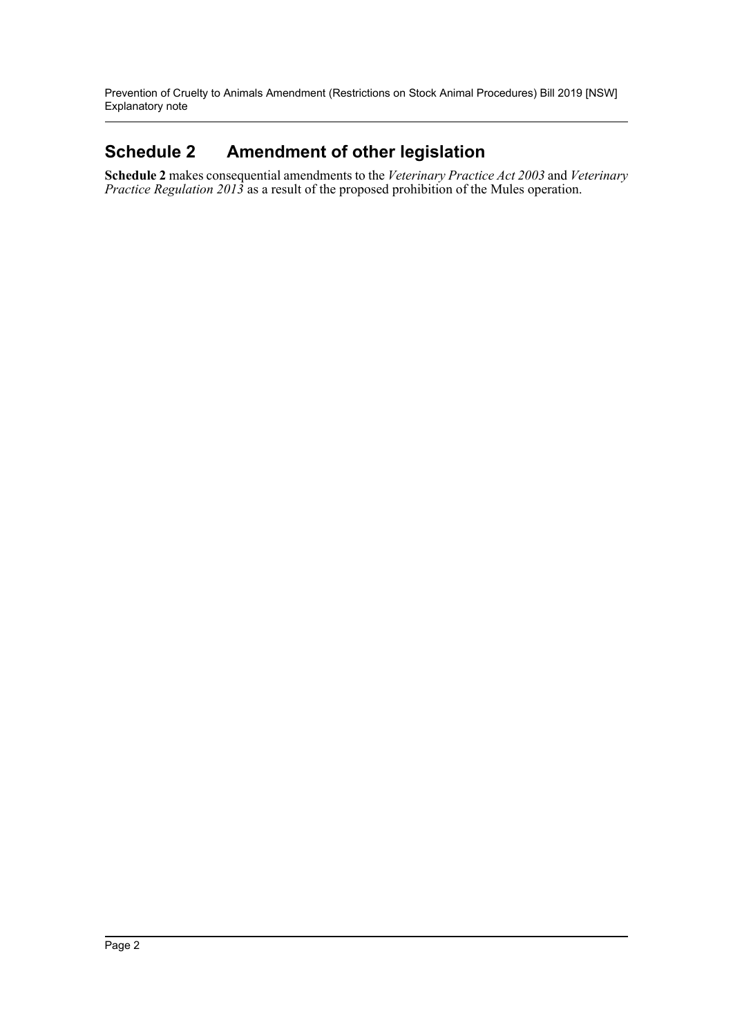## Schedule 2 Amendment of other legislation

**Schedule 2** makes consequential amendments to the *Veterinary Practice Act 2003* and *Veterinary Practice Regulation 2013* as a result of the proposed prohibition of the Mules operation.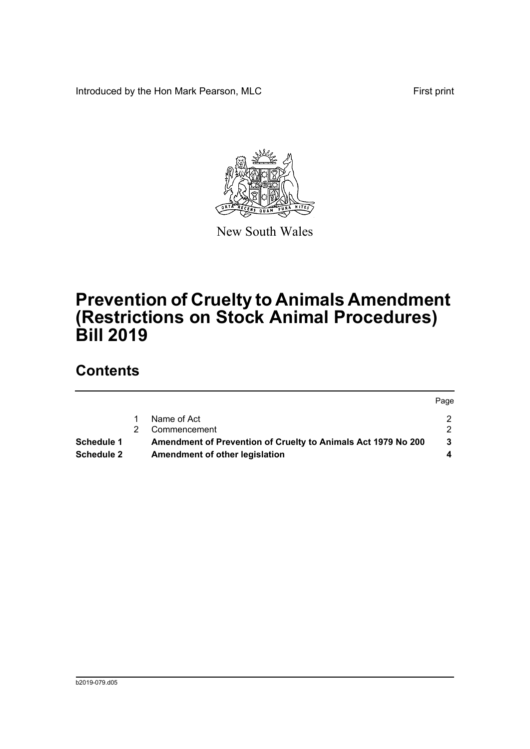Introduced by the Hon Mark Pearson, MLC

First print

New South Wales

# Prevention of Cruelty to Animals Amendment (Restrictions on Stock Animal Procedures) Bill 2019

## Contents

| | | | Page |
|---|---|---|---|
| | 1 | Name of Act | 2 |
| | 2 | Commencement | 2 |
| **Schedule 1** | | **Amendment of Prevention of Cruelty to Animals Act 1979 No 200** | **3** |
| **Schedule 2** | | **Amendment of other legislation** | **4** |

b2019-079.d05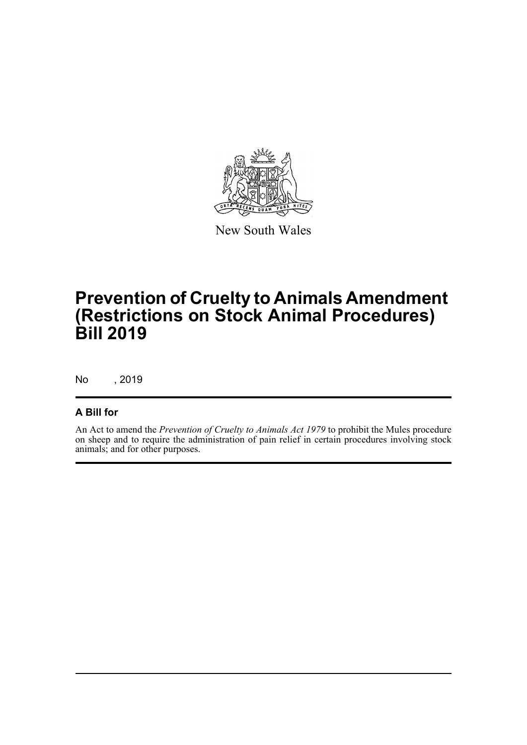New South Wales

# Prevention of Cruelty to Animals Amendment (Restrictions on Stock Animal Procedures) Bill 2019

No , 2019

## A Bill for

An Act to amend the *Prevention of Cruelty to Animals Act 1979* to prohibit the Mules procedure on sheep and to require the administration of pain relief in certain procedures involving stock animals; and for other purposes.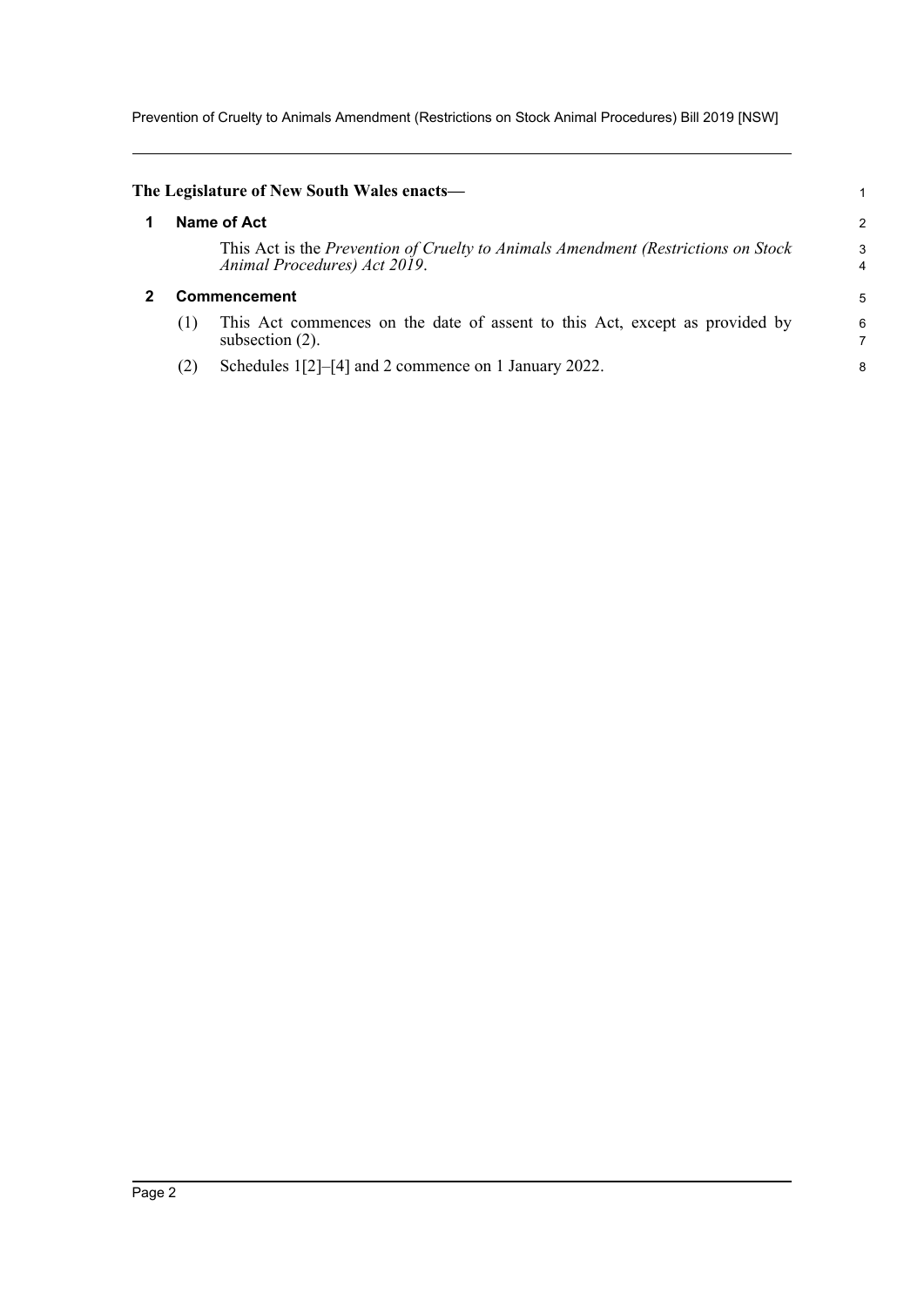**The Legislature of New South Wales enacts—**

## 1 Name of Act

This Act is the *Prevention of Cruelty to Animals Amendment (Restrictions on Stock Animal Procedures) Act 2019*.

## 2 Commencement

(1) This Act commences on the date of assent to this Act, except as provided by subsection (2).

(2) Schedules 1[2]–[4] and 2 commence on 1 January 2022.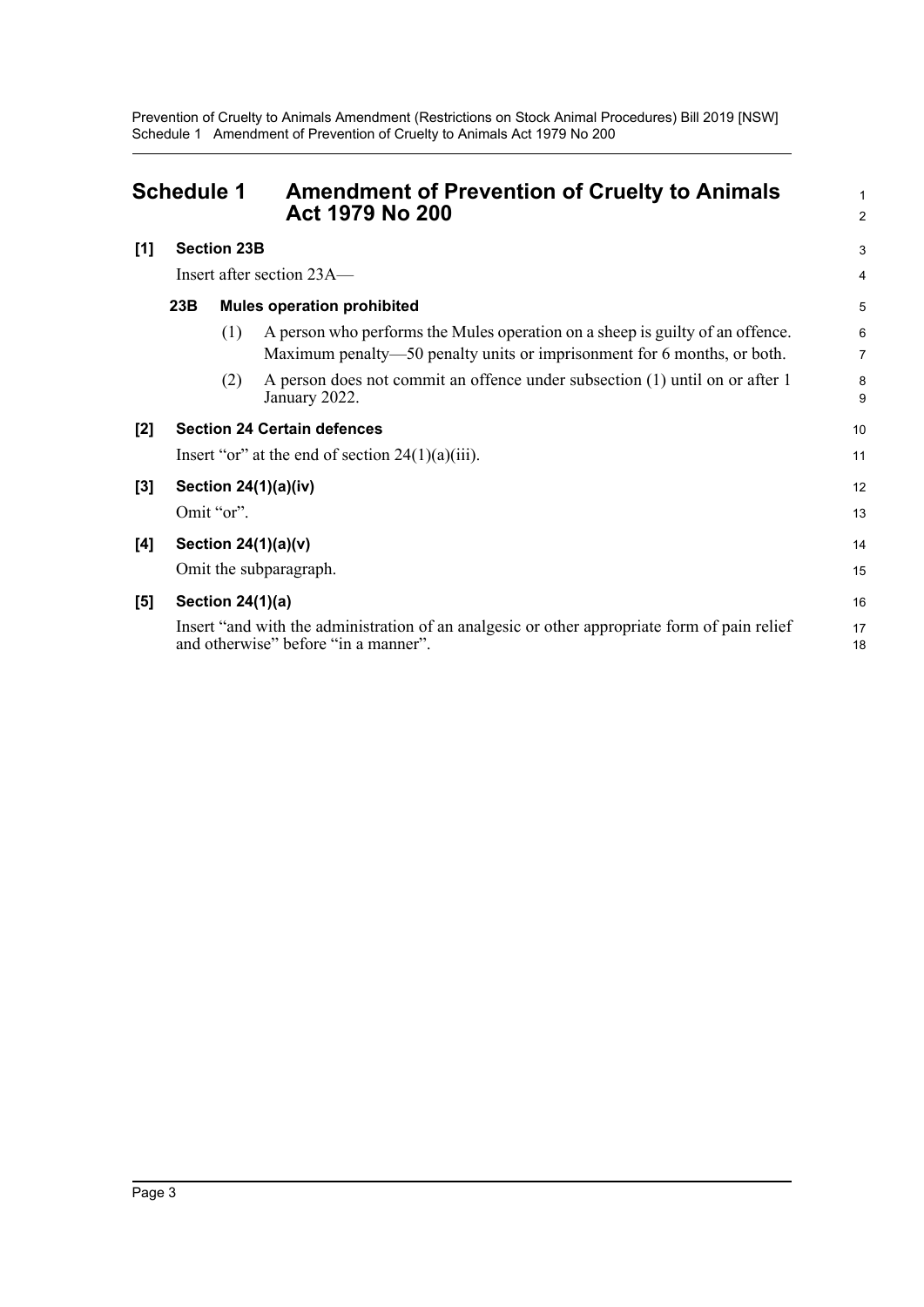## Schedule 1 Amendment of Prevention of Cruelty to Animals Act 1979 No 200

**[1] Section 23B**

Insert after section 23A—

**23B Mules operation prohibited**

(1) A person who performs the Mules operation on a sheep is guilty of an offence.

Maximum penalty—50 penalty units or imprisonment for 6 months, or both.

(2) A person does not commit an offence under subsection (1) until on or after 1 January 2022.

**[2] Section 24 Certain defences**

Insert "or" at the end of section 24(1)(a)(iii).

**[3] Section 24(1)(a)(iv)**

Omit "or".

**[4] Section 24(1)(a)(v)**

Omit the subparagraph.

**[5] Section 24(1)(a)**

Insert "and with the administration of an analgesic or other appropriate form of pain relief and otherwise" before "in a manner".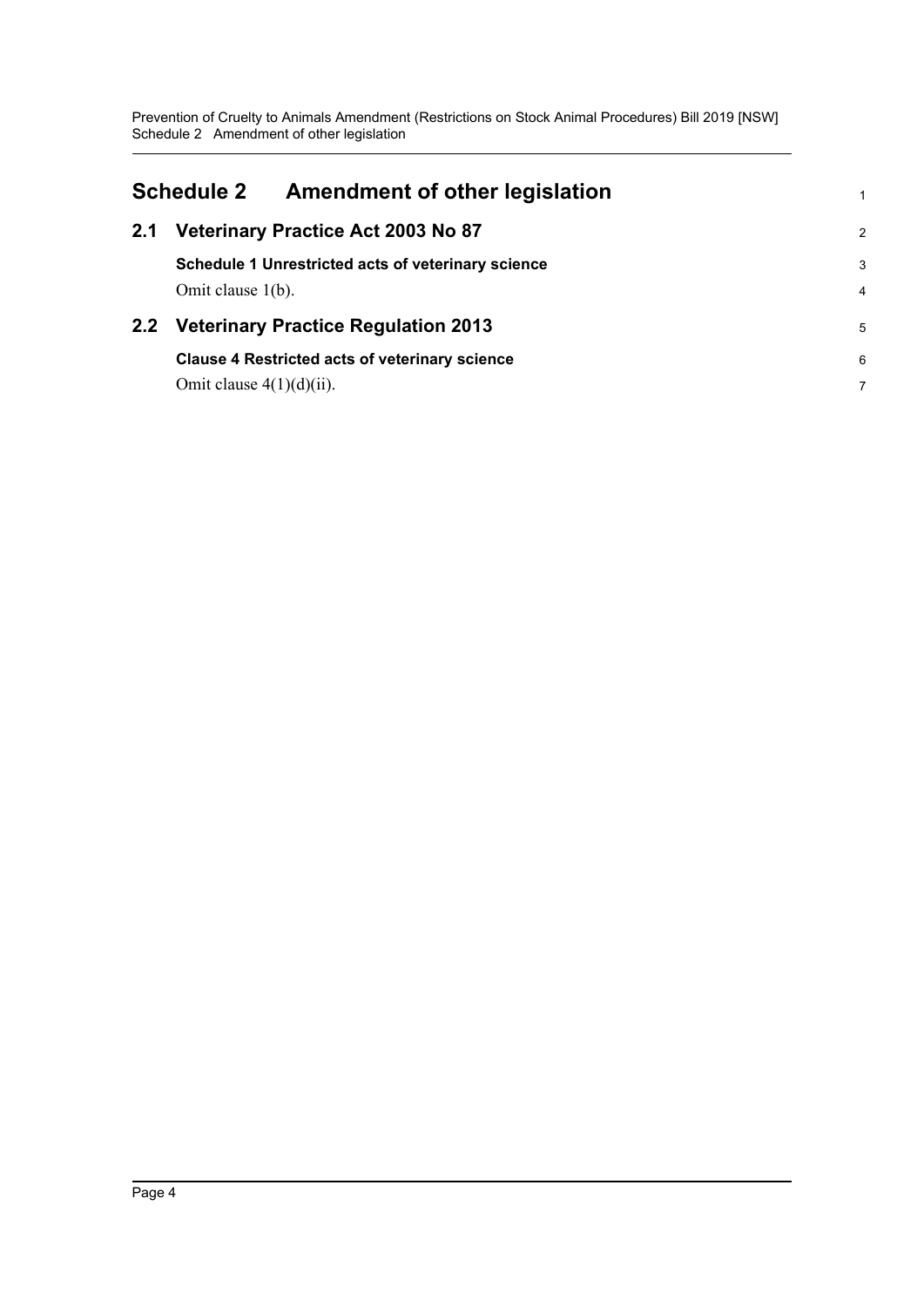# Schedule 2 Amendment of other legislation

## 2.1 Veterinary Practice Act 2003 No 87

**Schedule 1 Unrestricted acts of veterinary science**

Omit clause 1(b).

## 2.2 Veterinary Practice Regulation 2013

**Clause 4 Restricted acts of veterinary science**

Omit clause 4(1)(d)(ii).